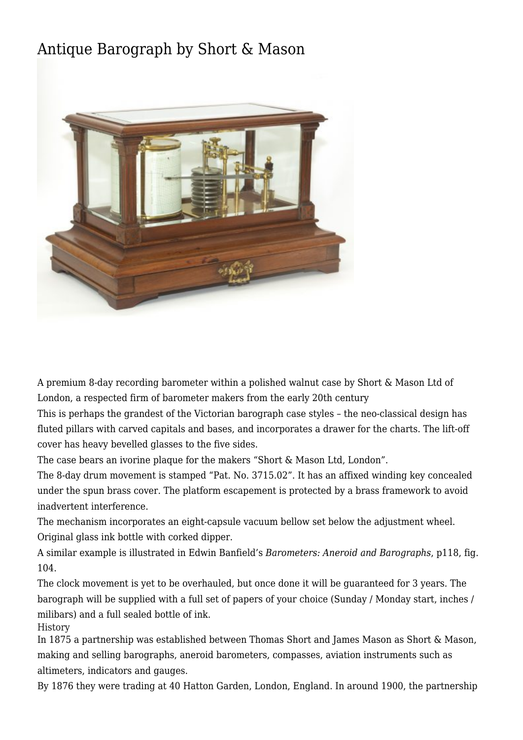# Antique Barograph by Short & Mason

A premium 8-day recording barometer within a polished walnut case by Short & Mason Ltd of London, a respected firm of barometer makers from the early 20th century

This is perhaps the grandest of the Victorian barograph case styles – the neo-classical design has fluted pillars with carved capitals and bases, and incorporates a drawer for the charts. The lift-off cover has heavy bevelled glasses to the five sides.

The case bears an ivorine plaque for the makers "Short & Mason Ltd, London".

The 8-day drum movement is stamped "Pat. No. 3715.02". It has an affixed winding key concealed under the spun brass cover. The platform escapement is protected by a brass framework to avoid inadvertent interference.

The mechanism incorporates an eight-capsule vacuum bellow set below the adjustment wheel.

Original glass ink bottle with corked dipper.

A similar example is illustrated in Edwin Banfield's *Barometers: Aneroid and Barographs*, p118, fig. 104.

The clock movement is yet to be overhauled, but once done it will be guaranteed for 3 years. The barograph will be supplied with a full set of papers of your choice (Sunday / Monday start, inches / milibars) and a full sealed bottle of ink.

History

In 1875 a partnership was established between Thomas Short and James Mason as Short & Mason, making and selling barographs, aneroid barometers, compasses, aviation instruments such as altimeters, indicators and gauges.

By 1876 they were trading at 40 Hatton Garden, London, England. In around 1900, the partnership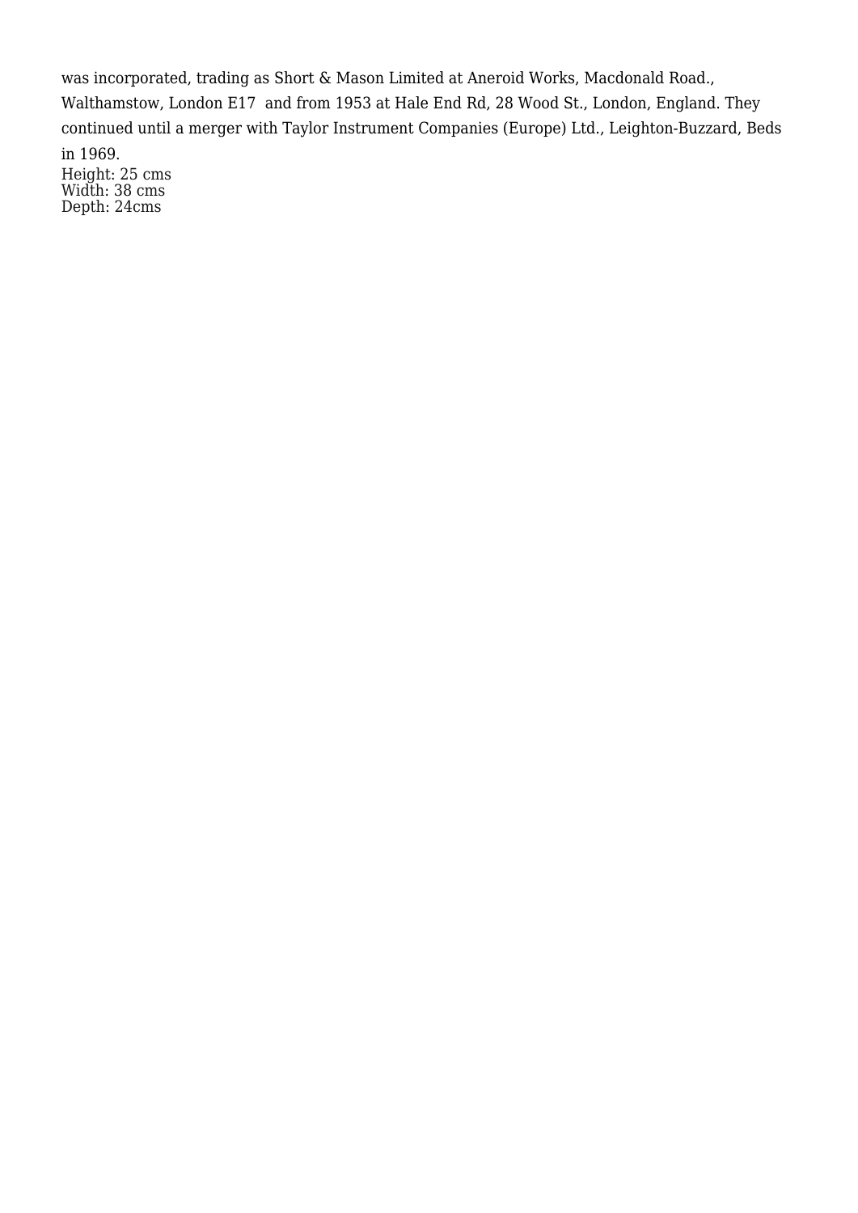was incorporated, trading as Short & Mason Limited at Aneroid Works, Macdonald Road., Walthamstow, London E17 and from 1953 at Hale End Rd, 28 Wood St., London, England. They continued until a merger with Taylor Instrument Companies (Europe) Ltd., Leighton-Buzzard, Beds in 1969.

Height: 25 cms
Width: 38 cms
Depth: 24cms